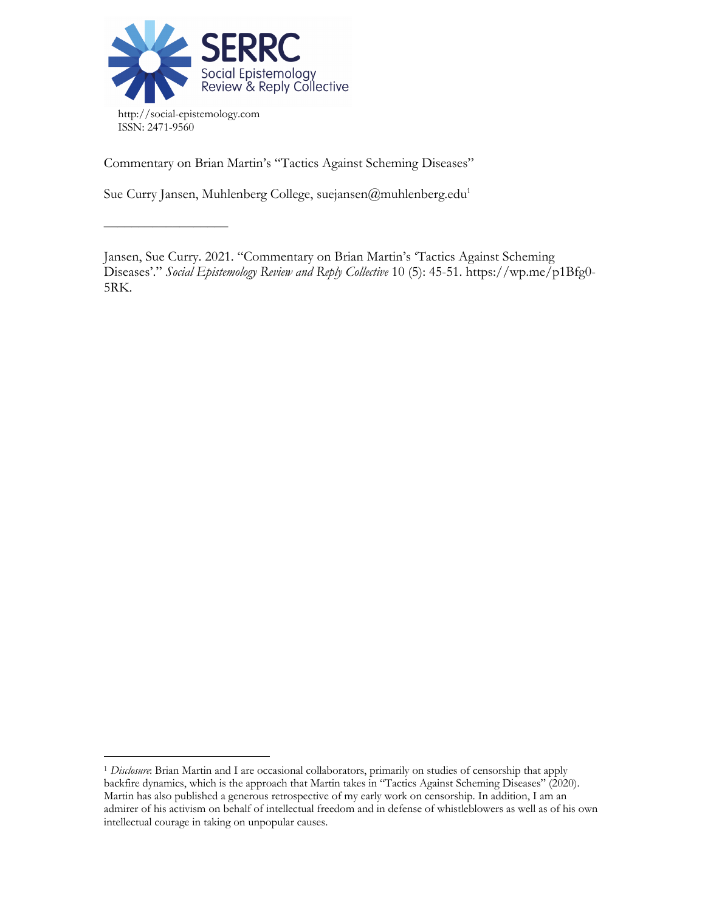SERRC
Social Epistemology Review & Reply Collective

http://social-epistemology.com
ISSN: 2471-9560

Commentary on Brian Martin's "Tactics Against Scheming Diseases"

Sue Curry Jansen, Muhlenberg College, suejansen@muhlenberg.edu[1]

---

Jansen, Sue Curry. 2021. "Commentary on Brian Martin's 'Tactics Against Scheming Diseases'." *Social Epistemology Review and Reply Collective* 10 (5): 45-51. https://wp.me/p1Bfg0-5RK.

---

[1] *Disclosure*: Brian Martin and I are occasional collaborators, primarily on studies of censorship that apply backfire dynamics, which is the approach that Martin takes in "Tactics Against Scheming Diseases" (2020). Martin has also published a generous retrospective of my early work on censorship. In addition, I am an admirer of his activism on behalf of intellectual freedom and in defense of whistleblowers as well as of his own intellectual courage in taking on unpopular causes.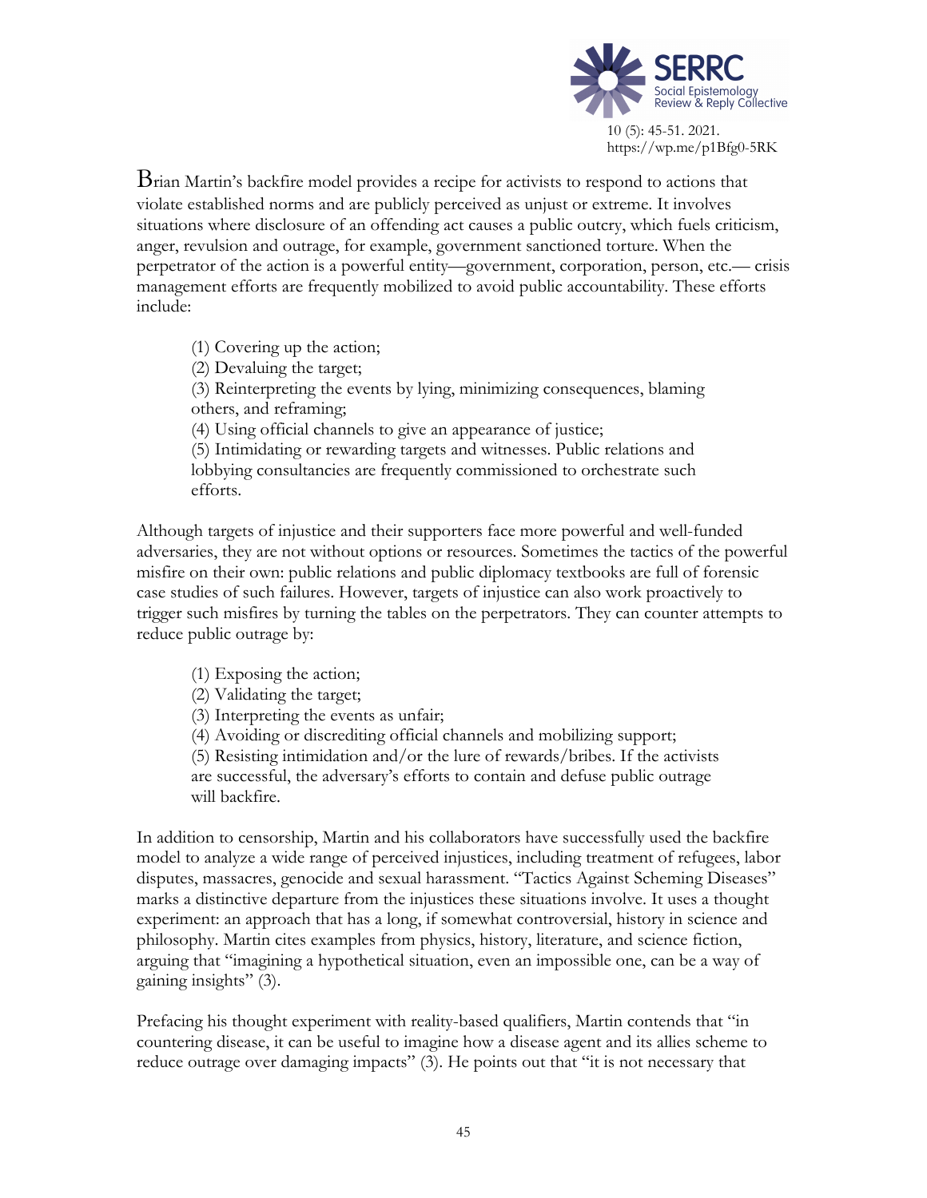Brian Martin's backfire model provides a recipe for activists to respond to actions that violate established norms and are publicly perceived as unjust or extreme. It involves situations where disclosure of an offending act causes a public outcry, which fuels criticism, anger, revulsion and outrage, for example, government sanctioned torture. When the perpetrator of the action is a powerful entity—government, corporation, person, etc.— crisis management efforts are frequently mobilized to avoid public accountability. These efforts include:

> (1) Covering up the action;
> (2) Devaluing the target;
> (3) Reinterpreting the events by lying, minimizing consequences, blaming others, and reframing;
> (4) Using official channels to give an appearance of justice;
> (5) Intimidating or rewarding targets and witnesses. Public relations and lobbying consultancies are frequently commissioned to orchestrate such efforts.

Although targets of injustice and their supporters face more powerful and well-funded adversaries, they are not without options or resources. Sometimes the tactics of the powerful misfire on their own: public relations and public diplomacy textbooks are full of forensic case studies of such failures. However, targets of injustice can also work proactively to trigger such misfires by turning the tables on the perpetrators. They can counter attempts to reduce public outrage by:

> (1) Exposing the action;
> (2) Validating the target;
> (3) Interpreting the events as unfair;
> (4) Avoiding or discrediting official channels and mobilizing support;
> (5) Resisting intimidation and/or the lure of rewards/bribes. If the activists are successful, the adversary's efforts to contain and defuse public outrage will backfire.

In addition to censorship, Martin and his collaborators have successfully used the backfire model to analyze a wide range of perceived injustices, including treatment of refugees, labor disputes, massacres, genocide and sexual harassment. "Tactics Against Scheming Diseases" marks a distinctive departure from the injustices these situations involve. It uses a thought experiment: an approach that has a long, if somewhat controversial, history in science and philosophy. Martin cites examples from physics, history, literature, and science fiction, arguing that "imagining a hypothetical situation, even an impossible one, can be a way of gaining insights" (3).

Prefacing his thought experiment with reality-based qualifiers, Martin contends that "in countering disease, it can be useful to imagine how a disease agent and its allies scheme to reduce outrage over damaging impacts" (3). He points out that "it is not necessary that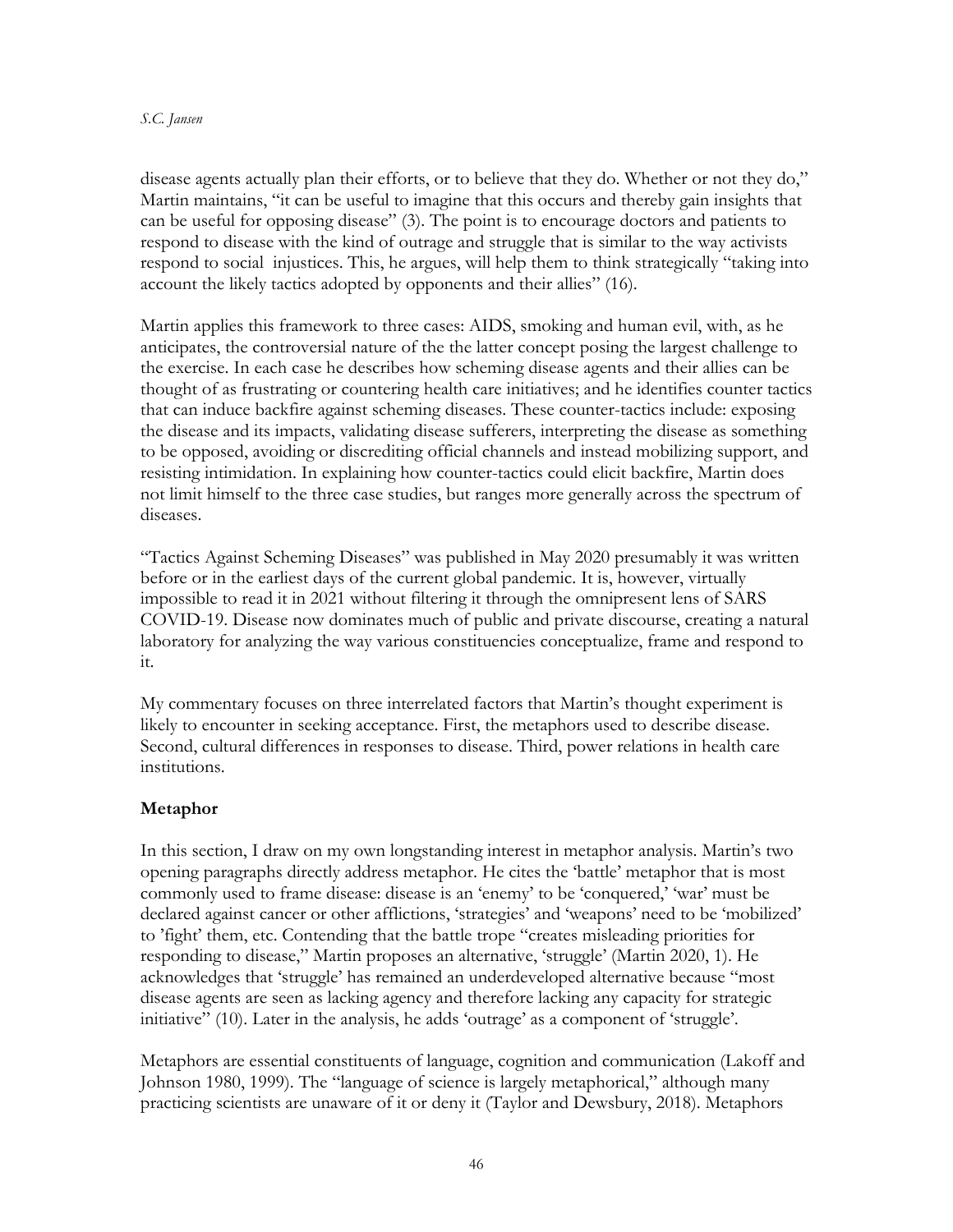disease agents actually plan their efforts, or to believe that they do. Whether or not they do," Martin maintains, "it can be useful to imagine that this occurs and thereby gain insights that can be useful for opposing disease" (3). The point is to encourage doctors and patients to respond to disease with the kind of outrage and struggle that is similar to the way activists respond to social injustices. This, he argues, will help them to think strategically "taking into account the likely tactics adopted by opponents and their allies" (16).

Martin applies this framework to three cases: AIDS, smoking and human evil, with, as he anticipates, the controversial nature of the the latter concept posing the largest challenge to the exercise. In each case he describes how scheming disease agents and their allies can be thought of as frustrating or countering health care initiatives; and he identifies counter tactics that can induce backfire against scheming diseases. These counter-tactics include: exposing the disease and its impacts, validating disease sufferers, interpreting the disease as something to be opposed, avoiding or discrediting official channels and instead mobilizing support, and resisting intimidation. In explaining how counter-tactics could elicit backfire, Martin does not limit himself to the three case studies, but ranges more generally across the spectrum of diseases.

"Tactics Against Scheming Diseases" was published in May 2020 presumably it was written before or in the earliest days of the current global pandemic. It is, however, virtually impossible to read it in 2021 without filtering it through the omnipresent lens of SARS COVID-19. Disease now dominates much of public and private discourse, creating a natural laboratory for analyzing the way various constituencies conceptualize, frame and respond to it.

My commentary focuses on three interrelated factors that Martin's thought experiment is likely to encounter in seeking acceptance. First, the metaphors used to describe disease. Second, cultural differences in responses to disease. Third, power relations in health care institutions.

## Metaphor

In this section, I draw on my own longstanding interest in metaphor analysis. Martin's two opening paragraphs directly address metaphor. He cites the 'battle' metaphor that is most commonly used to frame disease: disease is an 'enemy' to be 'conquered,' 'war' must be declared against cancer or other afflictions, 'strategies' and 'weapons' need to be 'mobilized' to 'fight' them, etc. Contending that the battle trope "creates misleading priorities for responding to disease," Martin proposes an alternative, 'struggle' (Martin 2020, 1). He acknowledges that 'struggle' has remained an underdeveloped alternative because "most disease agents are seen as lacking agency and therefore lacking any capacity for strategic initiative" (10). Later in the analysis, he adds 'outrage' as a component of 'struggle'.

Metaphors are essential constituents of language, cognition and communication (Lakoff and Johnson 1980, 1999). The "language of science is largely metaphorical," although many practicing scientists are unaware of it or deny it (Taylor and Dewsbury, 2018). Metaphors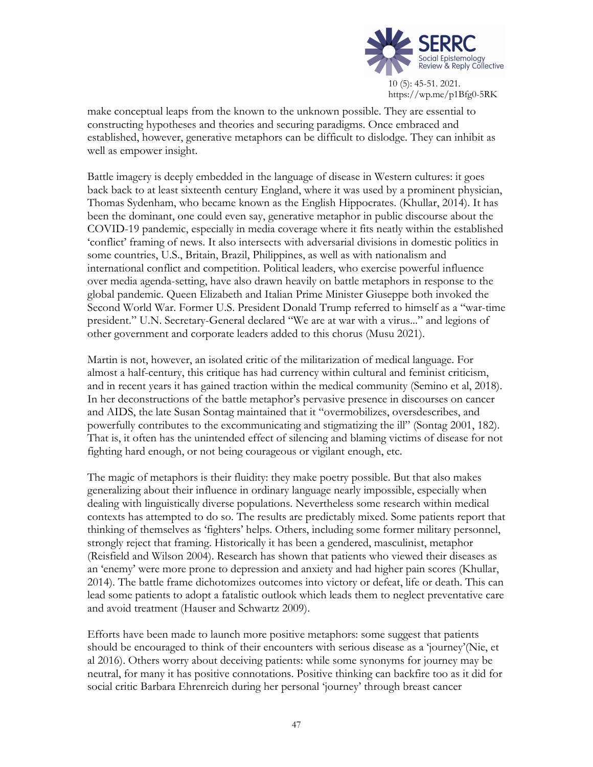make conceptual leaps from the known to the unknown possible. They are essential to constructing hypotheses and theories and securing paradigms. Once embraced and established, however, generative metaphors can be difficult to dislodge. They can inhibit as well as empower insight.

Battle imagery is deeply embedded in the language of disease in Western cultures: it goes back back to at least sixteenth century England, where it was used by a prominent physician, Thomas Sydenham, who became known as the English Hippocrates. (Khullar, 2014). It has been the dominant, one could even say, generative metaphor in public discourse about the COVID-19 pandemic, especially in media coverage where it fits neatly within the established 'conflict' framing of news. It also intersects with adversarial divisions in domestic politics in some countries, U.S., Britain, Brazil, Philippines, as well as with nationalism and international conflict and competition. Political leaders, who exercise powerful influence over media agenda-setting, have also drawn heavily on battle metaphors in response to the global pandemic. Queen Elizabeth and Italian Prime Minister Giuseppe both invoked the Second World War. Former U.S. President Donald Trump referred to himself as a "war-time president." U.N. Secretary-General declared "We are at war with a virus..." and legions of other government and corporate leaders added to this chorus (Musu 2021).

Martin is not, however, an isolated critic of the militarization of medical language. For almost a half-century, this critique has had currency within cultural and feminist criticism, and in recent years it has gained traction within the medical community (Semino et al, 2018). In her deconstructions of the battle metaphor's pervasive presence in discourses on cancer and AIDS, the late Susan Sontag maintained that it "overmobilizes, oversdescribes, and powerfully contributes to the excommunicating and stigmatizing the ill" (Sontag 2001, 182). That is, it often has the unintended effect of silencing and blaming victims of disease for not fighting hard enough, or not being courageous or vigilant enough, etc.

The magic of metaphors is their fluidity: they make poetry possible. But that also makes generalizing about their influence in ordinary language nearly impossible, especially when dealing with linguistically diverse populations. Nevertheless some research within medical contexts has attempted to do so. The results are predictably mixed. Some patients report that thinking of themselves as 'fighters' helps. Others, including some former military personnel, strongly reject that framing. Historically it has been a gendered, masculinist, metaphor (Reisfield and Wilson 2004). Research has shown that patients who viewed their diseases as an 'enemy' were more prone to depression and anxiety and had higher pain scores (Khullar, 2014). The battle frame dichotomizes outcomes into victory or defeat, life or death. This can lead some patients to adopt a fatalistic outlook which leads them to neglect preventative care and avoid treatment (Hauser and Schwartz 2009).

Efforts have been made to launch more positive metaphors: some suggest that patients should be encouraged to think of their encounters with serious disease as a 'journey'(Nie, et al 2016). Others worry about deceiving patients: while some synonyms for journey may be neutral, for many it has positive connotations. Positive thinking can backfire too as it did for social critic Barbara Ehrenreich during her personal 'journey' through breast cancer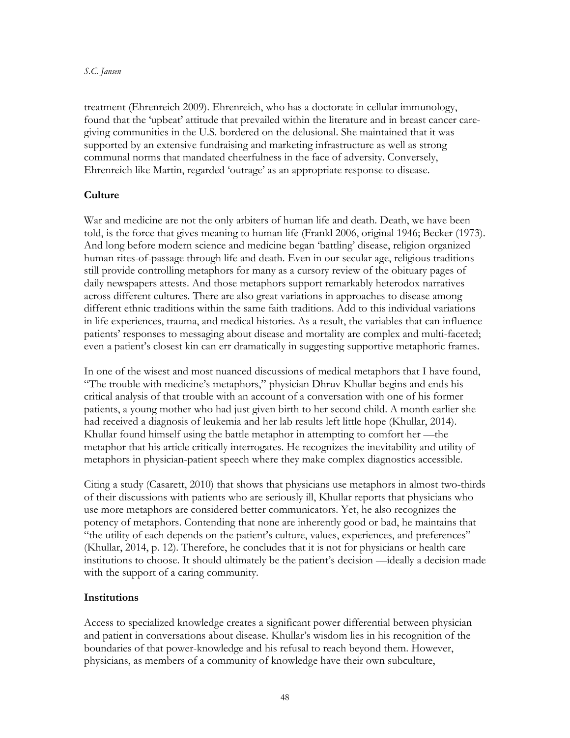treatment (Ehrenreich 2009). Ehrenreich, who has a doctorate in cellular immunology, found that the 'upbeat' attitude that prevailed within the literature and in breast cancer care-giving communities in the U.S. bordered on the delusional. She maintained that it was supported by an extensive fundraising and marketing infrastructure as well as strong communal norms that mandated cheerfulness in the face of adversity. Conversely, Ehrenreich like Martin, regarded 'outrage' as an appropriate response to disease.

## Culture

War and medicine are not the only arbiters of human life and death. Death, we have been told, is the force that gives meaning to human life (Frankl 2006, original 1946; Becker (1973). And long before modern science and medicine began 'battling' disease, religion organized human rites-of-passage through life and death. Even in our secular age, religious traditions still provide controlling metaphors for many as a cursory review of the obituary pages of daily newspapers attests. And those metaphors support remarkably heterodox narratives across different cultures. There are also great variations in approaches to disease among different ethnic traditions within the same faith traditions. Add to this individual variations in life experiences, trauma, and medical histories. As a result, the variables that can influence patients' responses to messaging about disease and mortality are complex and multi-faceted; even a patient's closest kin can err dramatically in suggesting supportive metaphoric frames.

In one of the wisest and most nuanced discussions of medical metaphors that I have found, "The trouble with medicine's metaphors," physician Dhruv Khullar begins and ends his critical analysis of that trouble with an account of a conversation with one of his former patients, a young mother who had just given birth to her second child. A month earlier she had received a diagnosis of leukemia and her lab results left little hope (Khullar, 2014). Khullar found himself using the battle metaphor in attempting to comfort her —the metaphor that his article critically interrogates. He recognizes the inevitability and utility of metaphors in physician-patient speech where they make complex diagnostics accessible.

Citing a study (Casarett, 2010) that shows that physicians use metaphors in almost two-thirds of their discussions with patients who are seriously ill, Khullar reports that physicians who use more metaphors are considered better communicators. Yet, he also recognizes the potency of metaphors. Contending that none are inherently good or bad, he maintains that "the utility of each depends on the patient's culture, values, experiences, and preferences" (Khullar, 2014, p. 12). Therefore, he concludes that it is not for physicians or health care institutions to choose. It should ultimately be the patient's decision —ideally a decision made with the support of a caring community.

## Institutions

Access to specialized knowledge creates a significant power differential between physician and patient in conversations about disease. Khullar's wisdom lies in his recognition of the boundaries of that power-knowledge and his refusal to reach beyond them. However, physicians, as members of a community of knowledge have their own subculture,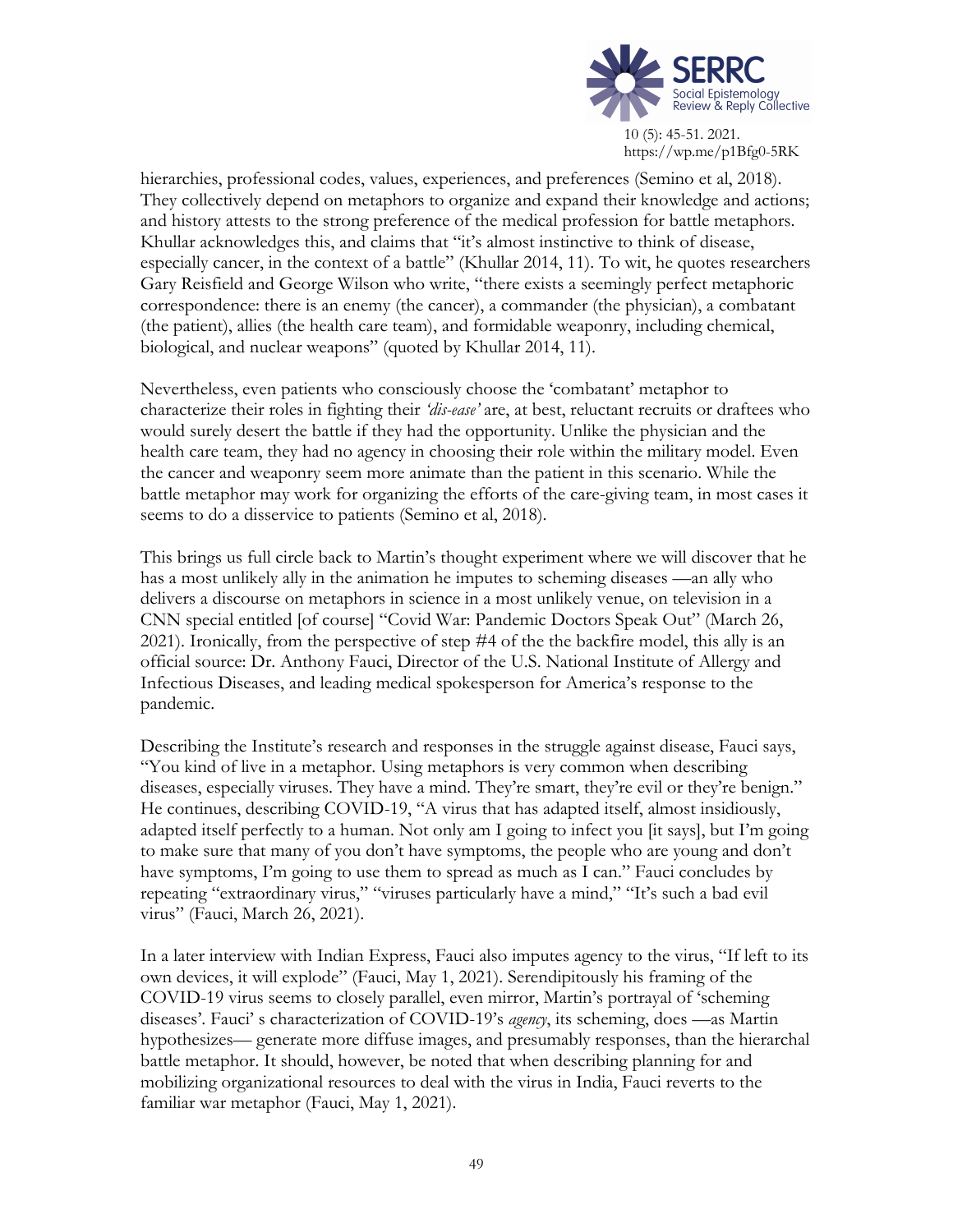hierarchies, professional codes, values, experiences, and preferences (Semino et al, 2018). They collectively depend on metaphors to organize and expand their knowledge and actions; and history attests to the strong preference of the medical profession for battle metaphors. Khullar acknowledges this, and claims that "it's almost instinctive to think of disease, especially cancer, in the context of a battle" (Khullar 2014, 11). To wit, he quotes researchers Gary Reisfield and George Wilson who write, "there exists a seemingly perfect metaphoric correspondence: there is an enemy (the cancer), a commander (the physician), a combatant (the patient), allies (the health care team), and formidable weaponry, including chemical, biological, and nuclear weapons" (quoted by Khullar 2014, 11).

Nevertheless, even patients who consciously choose the 'combatant' metaphor to characterize their roles in fighting their *'dis-ease'* are, at best, reluctant recruits or draftees who would surely desert the battle if they had the opportunity. Unlike the physician and the health care team, they had no agency in choosing their role within the military model. Even the cancer and weaponry seem more animate than the patient in this scenario. While the battle metaphor may work for organizing the efforts of the care-giving team, in most cases it seems to do a disservice to patients (Semino et al, 2018).

This brings us full circle back to Martin's thought experiment where we will discover that he has a most unlikely ally in the animation he imputes to scheming diseases —an ally who delivers a discourse on metaphors in science in a most unlikely venue, on television in a CNN special entitled [of course] "Covid War: Pandemic Doctors Speak Out" (March 26, 2021). Ironically, from the perspective of step #4 of the the backfire model, this ally is an official source: Dr. Anthony Fauci, Director of the U.S. National Institute of Allergy and Infectious Diseases, and leading medical spokesperson for America's response to the pandemic.

Describing the Institute's research and responses in the struggle against disease, Fauci says, "You kind of live in a metaphor. Using metaphors is very common when describing diseases, especially viruses. They have a mind. They're smart, they're evil or they're benign." He continues, describing COVID-19, "A virus that has adapted itself, almost insidiously, adapted itself perfectly to a human. Not only am I going to infect you [it says], but I'm going to make sure that many of you don't have symptoms, the people who are young and don't have symptoms, I'm going to use them to spread as much as I can." Fauci concludes by repeating "extraordinary virus," "viruses particularly have a mind," "It's such a bad evil virus" (Fauci, March 26, 2021).

In a later interview with Indian Express, Fauci also imputes agency to the virus, "If left to its own devices, it will explode" (Fauci, May 1, 2021). Serendipitously his framing of the COVID-19 virus seems to closely parallel, even mirror, Martin's portrayal of 'scheming diseases'. Fauci' s characterization of COVID-19's *agency*, its scheming, does —as Martin hypothesizes— generate more diffuse images, and presumably responses, than the hierarchal battle metaphor. It should, however, be noted that when describing planning for and mobilizing organizational resources to deal with the virus in India, Fauci reverts to the familiar war metaphor (Fauci, May 1, 2021).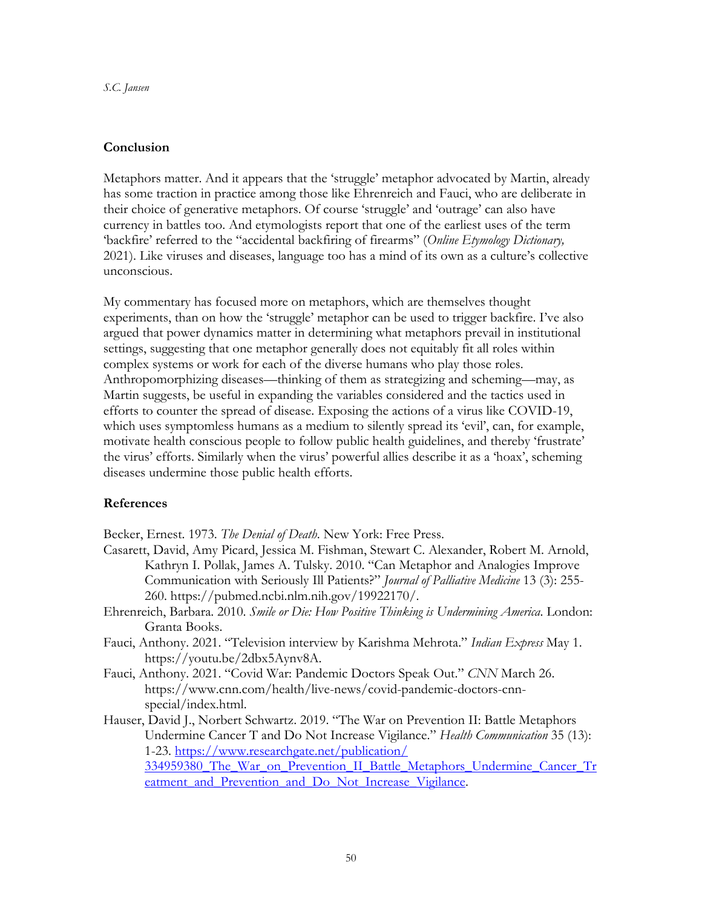## Conclusion

Metaphors matter. And it appears that the 'struggle' metaphor advocated by Martin, already has some traction in practice among those like Ehrenreich and Fauci, who are deliberate in their choice of generative metaphors. Of course 'struggle' and 'outrage' can also have currency in battles too. And etymologists report that one of the earliest uses of the term 'backfire' referred to the "accidental backfiring of firearms" (*Online Etymology Dictionary,* 2021). Like viruses and diseases, language too has a mind of its own as a culture's collective unconscious.

My commentary has focused more on metaphors, which are themselves thought experiments, than on how the 'struggle' metaphor can be used to trigger backfire. I've also argued that power dynamics matter in determining what metaphors prevail in institutional settings, suggesting that one metaphor generally does not equitably fit all roles within complex systems or work for each of the diverse humans who play those roles. Anthropomorphizing diseases—thinking of them as strategizing and scheming—may, as Martin suggests, be useful in expanding the variables considered and the tactics used in efforts to counter the spread of disease. Exposing the actions of a virus like COVID-19, which uses symptomless humans as a medium to silently spread its 'evil', can, for example, motivate health conscious people to follow public health guidelines, and thereby 'frustrate' the virus' efforts. Similarly when the virus' powerful allies describe it as a 'hoax', scheming diseases undermine those public health efforts.

## References

Becker, Ernest. 1973. *The Denial of Death*. New York: Free Press.

Casarett, David, Amy Picard, Jessica M. Fishman, Stewart C. Alexander, Robert M. Arnold, Kathryn I. Pollak, James A. Tulsky. 2010. "Can Metaphor and Analogies Improve Communication with Seriously Ill Patients?" *Journal of Palliative Medicine* 13 (3): 255-260. https://pubmed.ncbi.nlm.nih.gov/19922170/.

Ehrenreich, Barbara. 2010. *Smile or Die: How Positive Thinking is Undermining America*. London: Granta Books.

Fauci, Anthony. 2021. "Television interview by Karishma Mehrota." *Indian Express* May 1. https://youtu.be/2dbx5Aynv8A.

Fauci, Anthony. 2021. "Covid War: Pandemic Doctors Speak Out." *CNN* March 26. https://www.cnn.com/health/live-news/covid-pandemic-doctors-cnn-special/index.html.

Hauser, David J., Norbert Schwartz. 2019. "The War on Prevention II: Battle Metaphors Undermine Cancer T and Do Not Increase Vigilance." *Health Communication* 35 (13): 1-23. https://www.researchgate.net/publication/334959380_The_War_on_Prevention_II_Battle_Metaphors_Undermine_Cancer_Treatment_and_Prevention_and_Do_Not_Increase_Vigilance.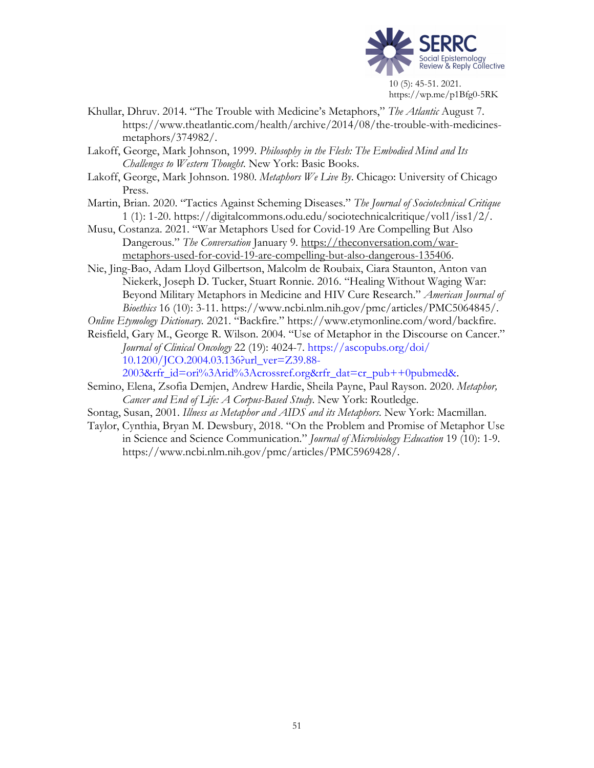Khullar, Dhruv. 2014. "The Trouble with Medicine's Metaphors," *The Atlantic* August 7. https://www.theatlantic.com/health/archive/2014/08/the-trouble-with-medicines-metaphors/374982/.

Lakoff, George, Mark Johnson, 1999. *Philosophy in the Flesh: The Embodied Mind and Its Challenges to Western Thought*. New York: Basic Books.

Lakoff, George, Mark Johnson. 1980. *Metaphors We Live By*. Chicago: University of Chicago Press.

Martin, Brian. 2020. "Tactics Against Scheming Diseases." *The Journal of Sociotechnical Critique* 1 (1): 1-20. https://digitalcommons.odu.edu/sociotechnicalcritique/vol1/iss1/2/.

Musu, Costanza. 2021. "War Metaphors Used for Covid-19 Are Compelling But Also Dangerous." *The Conversation* January 9. https://theconversation.com/war-metaphors-used-for-covid-19-are-compelling-but-also-dangerous-135406.

Nie, Jing-Bao, Adam Lloyd Gilbertson, Malcolm de Roubaix, Ciara Staunton, Anton van Niekerk, Joseph D. Tucker, Stuart Ronnie. 2016. "Healing Without Waging War: Beyond Military Metaphors in Medicine and HIV Cure Research." *American Journal of Bioethics* 16 (10): 3-11. https://www.ncbi.nlm.nih.gov/pmc/articles/PMC5064845/.

*Online Etymology Dictionary*. 2021. "Backfire." https://www.etymonline.com/word/backfire.

Reisfield, Gary M., George R. Wilson. 2004. "Use of Metaphor in the Discourse on Cancer." *Journal of Clinical Oncology* 22 (19): 4024-7. https://ascopubs.org/doi/10.1200/JCO.2004.03.136?url_ver=Z39.88-2003&rfr_id=ori%3Arid%3Acrossref.org&rfr_dat=cr_pub++0pubmed&.

Semino, Elena, Zsofia Demjen, Andrew Hardie, Sheila Payne, Paul Rayson. 2020. *Metaphor, Cancer and End of Life: A Corpus-Based Study*. New York: Routledge.

Sontag, Susan, 2001. *Illness as Metaphor and AIDS and its Metaphors*. New York: Macmillan.

Taylor, Cynthia, Bryan M. Dewsbury, 2018. "On the Problem and Promise of Metaphor Use in Science and Science Communication." *Journal of Microbiology Education* 19 (10): 1-9. https://www.ncbi.nlm.nih.gov/pmc/articles/PMC5969428/.